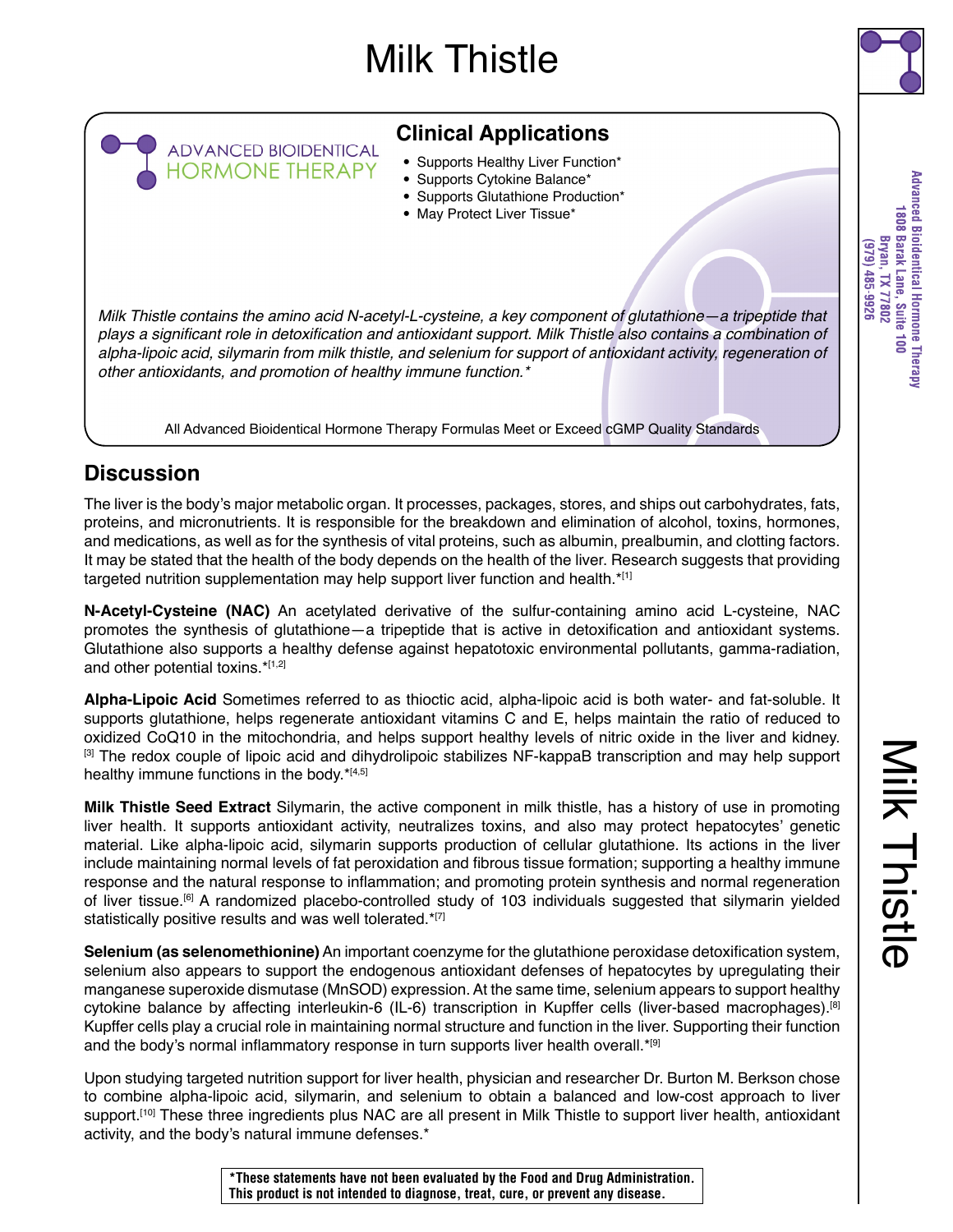# Milk Thistle

ADVANCED BIOIDENTICAL HORMONE THERAPY

## Clinical Applications

- Supports Healthy Liver Function*
- Supports Cytokine Balance*
- Supports Glutathione Production*
- May Protect Liver Tissue*

*Milk Thistle contains the amino acid N-acetyl-L-cysteine, a key component of glutathione—a tripeptide that plays a significant role in detoxification and antioxidant support. Milk Thistle also contains a combination of alpha-lipoic acid, silymarin from milk thistle, and selenium for support of antioxidant activity, regeneration of other antioxidants, and promotion of healthy immune function.**

All Advanced Bioidentical Hormone Therapy Formulas Meet or Exceed cGMP Quality Standards

Advanced Bioidentical Hormone Therapy
1808 Barak Lane, Suite 100
Bryan, TX 77802
(979) 485-9926

## Discussion

The liver is the body's major metabolic organ. It processes, packages, stores, and ships out carbohydrates, fats, proteins, and micronutrients. It is responsible for the breakdown and elimination of alcohol, toxins, hormones, and medications, as well as for the synthesis of vital proteins, such as albumin, prealbumin, and clotting factors. It may be stated that the health of the body depends on the health of the liver. Research suggests that providing targeted nutrition supplementation may help support liver function and health.*[1]

**N-Acetyl-Cysteine (NAC)** An acetylated derivative of the sulfur-containing amino acid L-cysteine, NAC promotes the synthesis of glutathione—a tripeptide that is active in detoxification and antioxidant systems. Glutathione also supports a healthy defense against hepatotoxic environmental pollutants, gamma-radiation, and other potential toxins.*[1,2]

**Alpha-Lipoic Acid** Sometimes referred to as thioctic acid, alpha-lipoic acid is both water- and fat-soluble. It supports glutathione, helps regenerate antioxidant vitamins C and E, helps maintain the ratio of reduced to oxidized CoQ10 in the mitochondria, and helps support healthy levels of nitric oxide in the liver and kidney.[3] The redox couple of lipoic acid and dihydrolipoic stabilizes NF-kappaB transcription and may help support healthy immune functions in the body.*[4,5]

**Milk Thistle Seed Extract** Silymarin, the active component in milk thistle, has a history of use in promoting liver health. It supports antioxidant activity, neutralizes toxins, and also may protect hepatocytes' genetic material. Like alpha-lipoic acid, silymarin supports production of cellular glutathione. Its actions in the liver include maintaining normal levels of fat peroxidation and fibrous tissue formation; supporting a healthy immune response and the natural response to inflammation; and promoting protein synthesis and normal regeneration of liver tissue.[6] A randomized placebo-controlled study of 103 individuals suggested that silymarin yielded statistically positive results and was well tolerated.*[7]

**Selenium (as selenomethionine)** An important coenzyme for the glutathione peroxidase detoxification system, selenium also appears to support the endogenous antioxidant defenses of hepatocytes by upregulating their manganese superoxide dismutase (MnSOD) expression. At the same time, selenium appears to support healthy cytokine balance by affecting interleukin-6 (IL-6) transcription in Kupffer cells (liver-based macrophages).[8] Kupffer cells play a crucial role in maintaining normal structure and function in the liver. Supporting their function and the body's normal inflammatory response in turn supports liver health overall.*[9]

Upon studying targeted nutrition support for liver health, physician and researcher Dr. Burton M. Berkson chose to combine alpha-lipoic acid, silymarin, and selenium to obtain a balanced and low-cost approach to liver support.[10] These three ingredients plus NAC are all present in Milk Thistle to support liver health, antioxidant activity, and the body's natural immune defenses.*

**\*These statements have not been evaluated by the Food and Drug Administration. This product is not intended to diagnose, treat, cure, or prevent any disease.**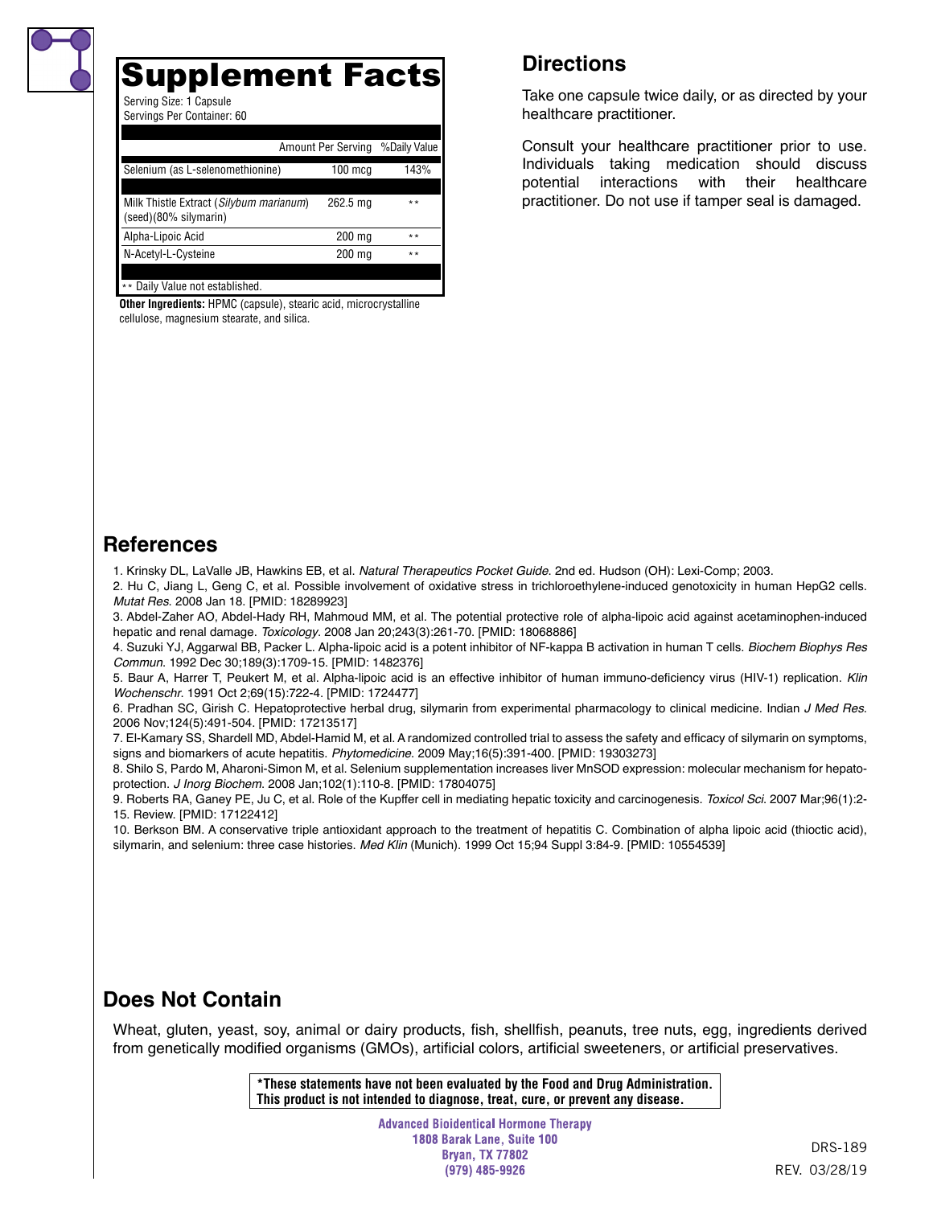# Supplement Facts

Serving Size: 1 Capsule
Servings Per Container: 60

| | Amount Per Serving | %Daily Value |
|---|---|---|
| Selenium (as L-selenomethionine) | 100 mcg | 143% |
| Milk Thistle Extract (*Silybum marianum*) (seed)(80% silymarin) | 262.5 mg | ** |
| Alpha-Lipoic Acid | 200 mg | ** |
| N-Acetyl-L-Cysteine | 200 mg | ** |

** Daily Value not established.

**Other Ingredients:** HPMC (capsule), stearic acid, microcrystalline cellulose, magnesium stearate, and silica.

## Directions

Take one capsule twice daily, or as directed by your healthcare practitioner.

Consult your healthcare practitioner prior to use. Individuals taking medication should discuss potential interactions with their healthcare practitioner. Do not use if tamper seal is damaged.

## References

1. Krinsky DL, LaValle JB, Hawkins EB, et al. *Natural Therapeutics Pocket Guide.* 2nd ed. Hudson (OH): Lexi-Comp; 2003.
2. Hu C, Jiang L, Geng C, et al. Possible involvement of oxidative stress in trichloroethylene-induced genotoxicity in human HepG2 cells. *Mutat Res.* 2008 Jan 18. [PMID: 18289923]
3. Abdel-Zaher AO, Abdel-Hady RH, Mahmoud MM, et al. The potential protective role of alpha-lipoic acid against acetaminophen-induced hepatic and renal damage. *Toxicology.* 2008 Jan 20;243(3):261-70. [PMID: 18068886]
4. Suzuki YJ, Aggarwal BB, Packer L. Alpha-lipoic acid is a potent inhibitor of NF-kappa B activation in human T cells. *Biochem Biophys Res Commun.* 1992 Dec 30;189(3):1709-15. [PMID: 1482376]
5. Baur A, Harrer T, Peukert M, et al. Alpha-lipoic acid is an effective inhibitor of human immuno-deficiency virus (HIV-1) replication. *Klin Wochenschr.* 1991 Oct 2;69(15):722-4. [PMID: 1724477]
6. Pradhan SC, Girish C. Hepatoprotective herbal drug, silymarin from experimental pharmacology to clinical medicine. Indian *J Med Res.* 2006 Nov;124(5):491-504. [PMID: 17213517]
7. El-Kamary SS, Shardell MD, Abdel-Hamid M, et al. A randomized controlled trial to assess the safety and efficacy of silymarin on symptoms, signs and biomarkers of acute hepatitis. *Phytomedicine.* 2009 May;16(5):391-400. [PMID: 19303273]
8. Shilo S, Pardo M, Aharoni-Simon M, et al. Selenium supplementation increases liver MnSOD expression: molecular mechanism for hepato-protection. *J Inorg Biochem.* 2008 Jan;102(1):110-8. [PMID: 17804075]
9. Roberts RA, Ganey PE, Ju C, et al. Role of the Kupffer cell in mediating hepatic toxicity and carcinogenesis. *Toxicol Sci.* 2007 Mar;96(1):2-15. Review. [PMID: 17122412]
10. Berkson BM. A conservative triple antioxidant approach to the treatment of hepatitis C. Combination of alpha lipoic acid (thioctic acid), silymarin, and selenium: three case histories. *Med Klin* (Munich). 1999 Oct 15;94 Suppl 3:84-9. [PMID: 10554539]

## Does Not Contain

Wheat, gluten, yeast, soy, animal or dairy products, fish, shellfish, peanuts, tree nuts, egg, ingredients derived from genetically modified organisms (GMOs), artificial colors, artificial sweeteners, or artificial preservatives.

**\*These statements have not been evaluated by the Food and Drug Administration. This product is not intended to diagnose, treat, cure, or prevent any disease.**

**Advanced Bioidentical Hormone Therapy**
**1808 Barak Lane, Suite 100**
**Bryan, TX 77802**
**(979) 485-9926**

DRS-189
REV. 03/28/19